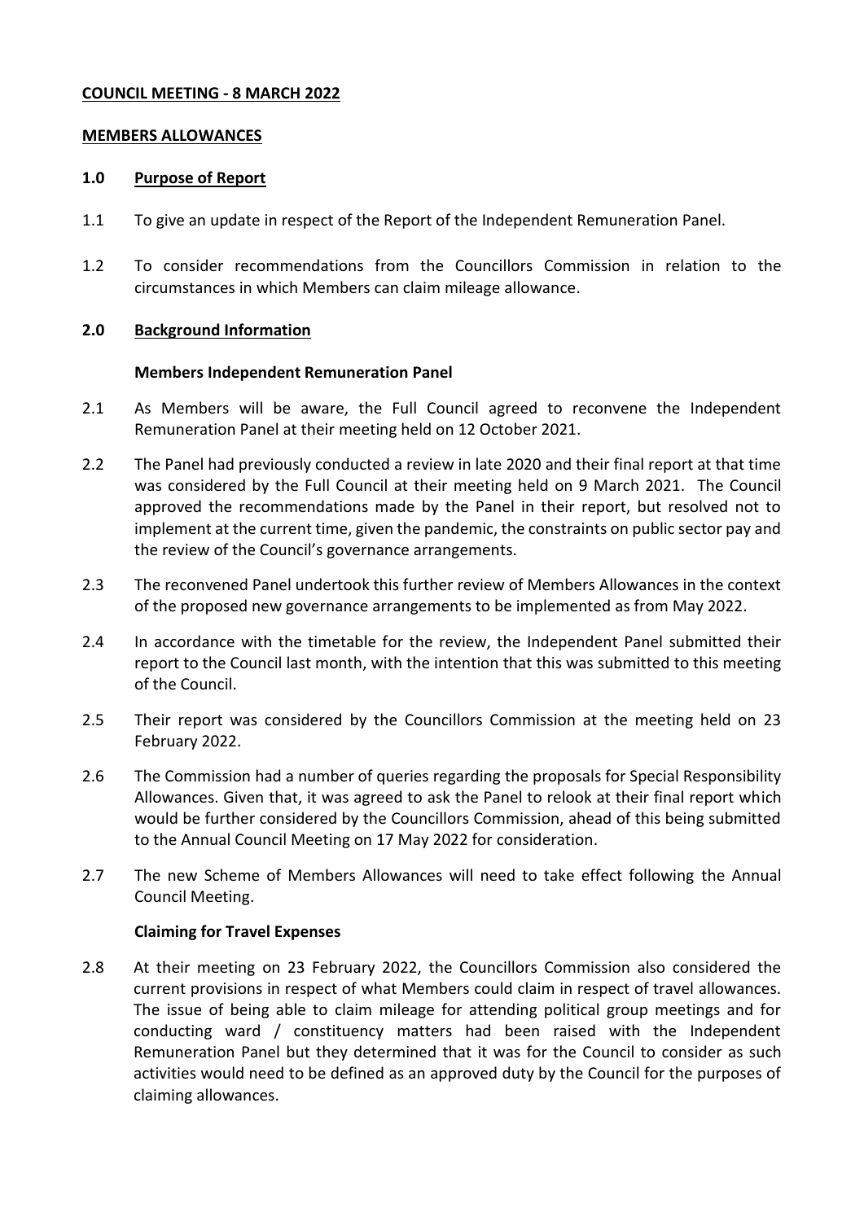**COUNCIL MEETING - 8 MARCH 2022**

**MEMBERS ALLOWANCES**

## 1.0 Purpose of Report

1.1 To give an update in respect of the Report of the Independent Remuneration Panel.

1.2 To consider recommendations from the Councillors Commission in relation to the circumstances in which Members can claim mileage allowance.

## 2.0 Background Information

### Members Independent Remuneration Panel

2.1 As Members will be aware, the Full Council agreed to reconvene the Independent Remuneration Panel at their meeting held on 12 October 2021.

2.2 The Panel had previously conducted a review in late 2020 and their final report at that time was considered by the Full Council at their meeting held on 9 March 2021. The Council approved the recommendations made by the Panel in their report, but resolved not to implement at the current time, given the pandemic, the constraints on public sector pay and the review of the Council's governance arrangements.

2.3 The reconvened Panel undertook this further review of Members Allowances in the context of the proposed new governance arrangements to be implemented as from May 2022.

2.4 In accordance with the timetable for the review, the Independent Panel submitted their report to the Council last month, with the intention that this was submitted to this meeting of the Council.

2.5 Their report was considered by the Councillors Commission at the meeting held on 23 February 2022.

2.6 The Commission had a number of queries regarding the proposals for Special Responsibility Allowances. Given that, it was agreed to ask the Panel to relook at their final report which would be further considered by the Councillors Commission, ahead of this being submitted to the Annual Council Meeting on 17 May 2022 for consideration.

2.7 The new Scheme of Members Allowances will need to take effect following the Annual Council Meeting.

### Claiming for Travel Expenses

2.8 At their meeting on 23 February 2022, the Councillors Commission also considered the current provisions in respect of what Members could claim in respect of travel allowances. The issue of being able to claim mileage for attending political group meetings and for conducting ward / constituency matters had been raised with the Independent Remuneration Panel but they determined that it was for the Council to consider as such activities would need to be defined as an approved duty by the Council for the purposes of claiming allowances.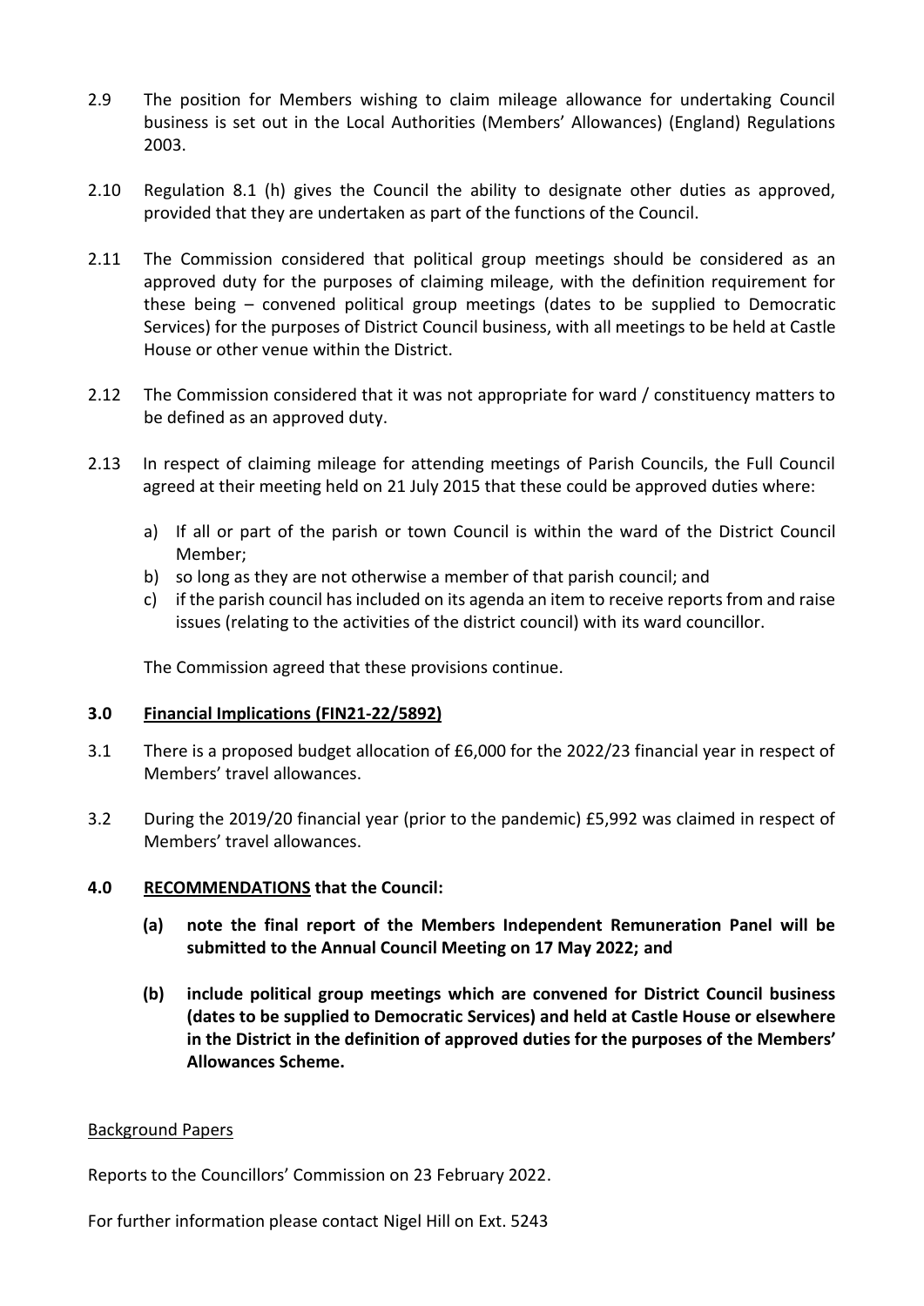2.9 The position for Members wishing to claim mileage allowance for undertaking Council business is set out in the Local Authorities (Members' Allowances) (England) Regulations 2003.

2.10 Regulation 8.1 (h) gives the Council the ability to designate other duties as approved, provided that they are undertaken as part of the functions of the Council.

2.11 The Commission considered that political group meetings should be considered as an approved duty for the purposes of claiming mileage, with the definition requirement for these being – convened political group meetings (dates to be supplied to Democratic Services) for the purposes of District Council business, with all meetings to be held at Castle House or other venue within the District.

2.12 The Commission considered that it was not appropriate for ward / constituency matters to be defined as an approved duty.

2.13 In respect of claiming mileage for attending meetings of Parish Councils, the Full Council agreed at their meeting held on 21 July 2015 that these could be approved duties where:

a) If all or part of the parish or town Council is within the ward of the District Council Member;
b) so long as they are not otherwise a member of that parish council; and
c) if the parish council has included on its agenda an item to receive reports from and raise issues (relating to the activities of the district council) with its ward councillor.

The Commission agreed that these provisions continue.

### 3.0 Financial Implications (FIN21-22/5892)

3.1 There is a proposed budget allocation of £6,000 for the 2022/23 financial year in respect of Members' travel allowances.

3.2 During the 2019/20 financial year (prior to the pandemic) £5,992 was claimed in respect of Members' travel allowances.

### 4.0 RECOMMENDATIONS that the Council:

**(a) note the final report of the Members Independent Remuneration Panel will be submitted to the Annual Council Meeting on 17 May 2022; and**

**(b) include political group meetings which are convened for District Council business (dates to be supplied to Democratic Services) and held at Castle House or elsewhere in the District in the definition of approved duties for the purposes of the Members' Allowances Scheme.**

Background Papers

Reports to the Councillors' Commission on 23 February 2022.

For further information please contact Nigel Hill on Ext. 5243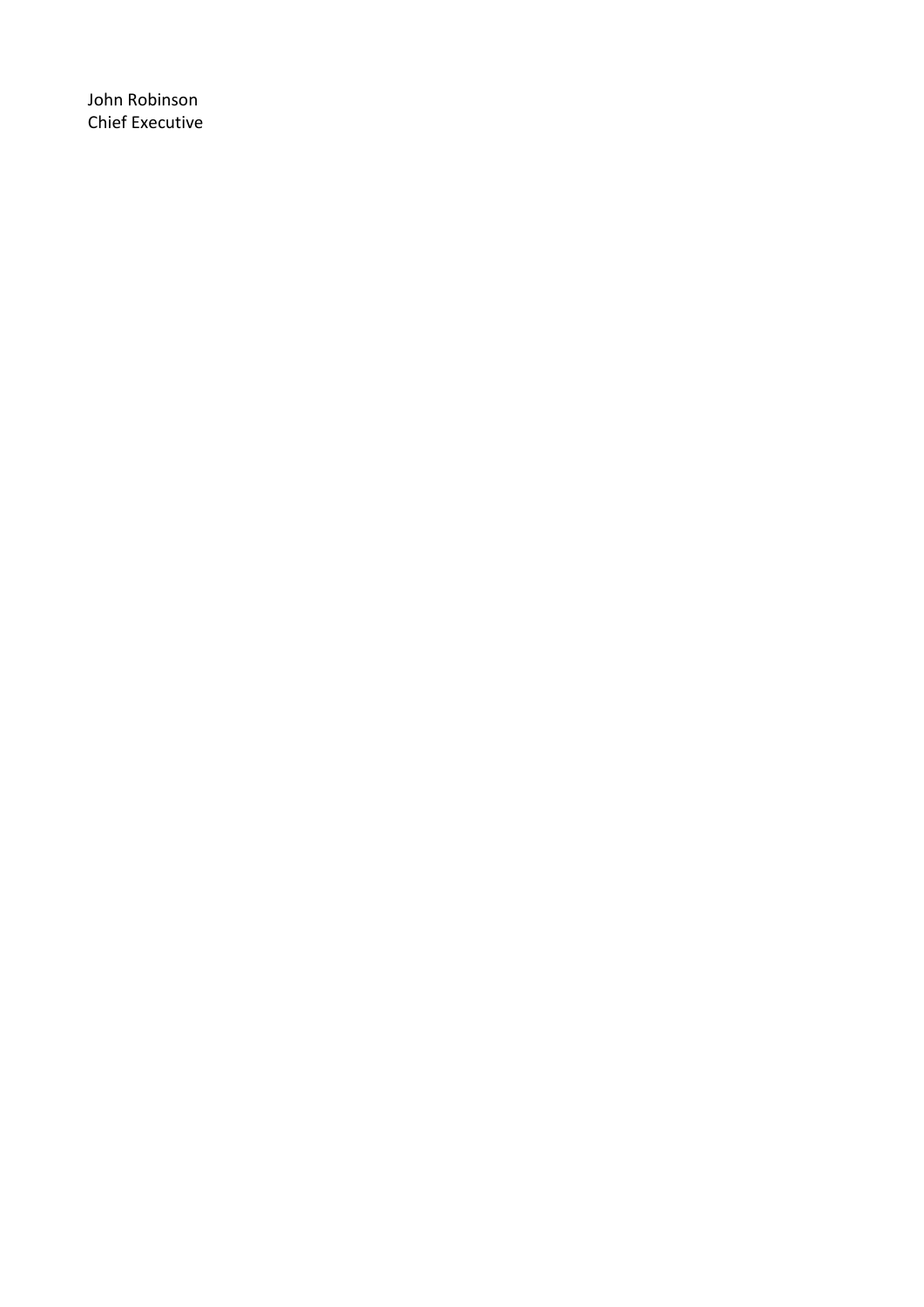John Robinson
Chief Executive